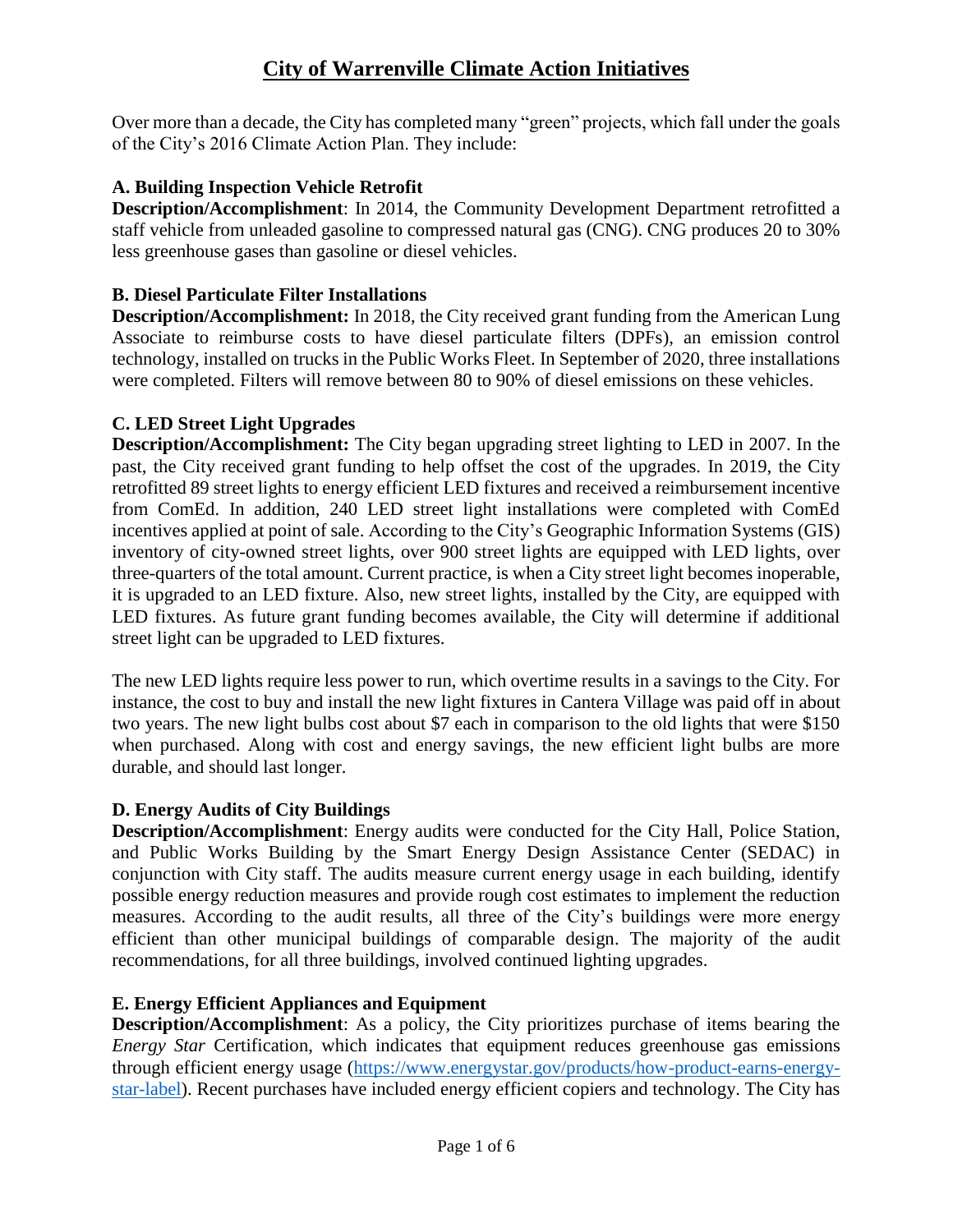# City of Warrenville Climate Action Initiatives

Over more than a decade, the City has completed many "green" projects, which fall under the goals of the City's 2016 Climate Action Plan. They include:

### A. Building Inspection Vehicle Retrofit

**Description/Accomplishment**: In 2014, the Community Development Department retrofitted a staff vehicle from unleaded gasoline to compressed natural gas (CNG). CNG produces 20 to 30% less greenhouse gases than gasoline or diesel vehicles.

### B. Diesel Particulate Filter Installations

**Description/Accomplishment:** In 2018, the City received grant funding from the American Lung Associate to reimburse costs to have diesel particulate filters (DPFs), an emission control technology, installed on trucks in the Public Works Fleet. In September of 2020, three installations were completed. Filters will remove between 80 to 90% of diesel emissions on these vehicles.

### C. LED Street Light Upgrades

**Description/Accomplishment:** The City began upgrading street lighting to LED in 2007. In the past, the City received grant funding to help offset the cost of the upgrades. In 2019, the City retrofitted 89 street lights to energy efficient LED fixtures and received a reimbursement incentive from ComEd. In addition, 240 LED street light installations were completed with ComEd incentives applied at point of sale. According to the City's Geographic Information Systems (GIS) inventory of city-owned street lights, over 900 street lights are equipped with LED lights, over three-quarters of the total amount. Current practice, is when a City street light becomes inoperable, it is upgraded to an LED fixture. Also, new street lights, installed by the City, are equipped with LED fixtures. As future grant funding becomes available, the City will determine if additional street light can be upgraded to LED fixtures.

The new LED lights require less power to run, which overtime results in a savings to the City. For instance, the cost to buy and install the new light fixtures in Cantera Village was paid off in about two years. The new light bulbs cost about $7 each in comparison to the old lights that were $150 when purchased. Along with cost and energy savings, the new efficient light bulbs are more durable, and should last longer.

### D. Energy Audits of City Buildings

**Description/Accomplishment**: Energy audits were conducted for the City Hall, Police Station, and Public Works Building by the Smart Energy Design Assistance Center (SEDAC) in conjunction with City staff. The audits measure current energy usage in each building, identify possible energy reduction measures and provide rough cost estimates to implement the reduction measures. According to the audit results, all three of the City's buildings were more energy efficient than other municipal buildings of comparable design. The majority of the audit recommendations, for all three buildings, involved continued lighting upgrades.

### E. Energy Efficient Appliances and Equipment

**Description/Accomplishment**: As a policy, the City prioritizes purchase of items bearing the *Energy Star* Certification, which indicates that equipment reduces greenhouse gas emissions through efficient energy usage ([https://www.energystar.gov/products/how-product-earns-energy-star-label](https://www.energystar.gov/products/how-product-earns-energy-star-label)). Recent purchases have included energy efficient copiers and technology. The City has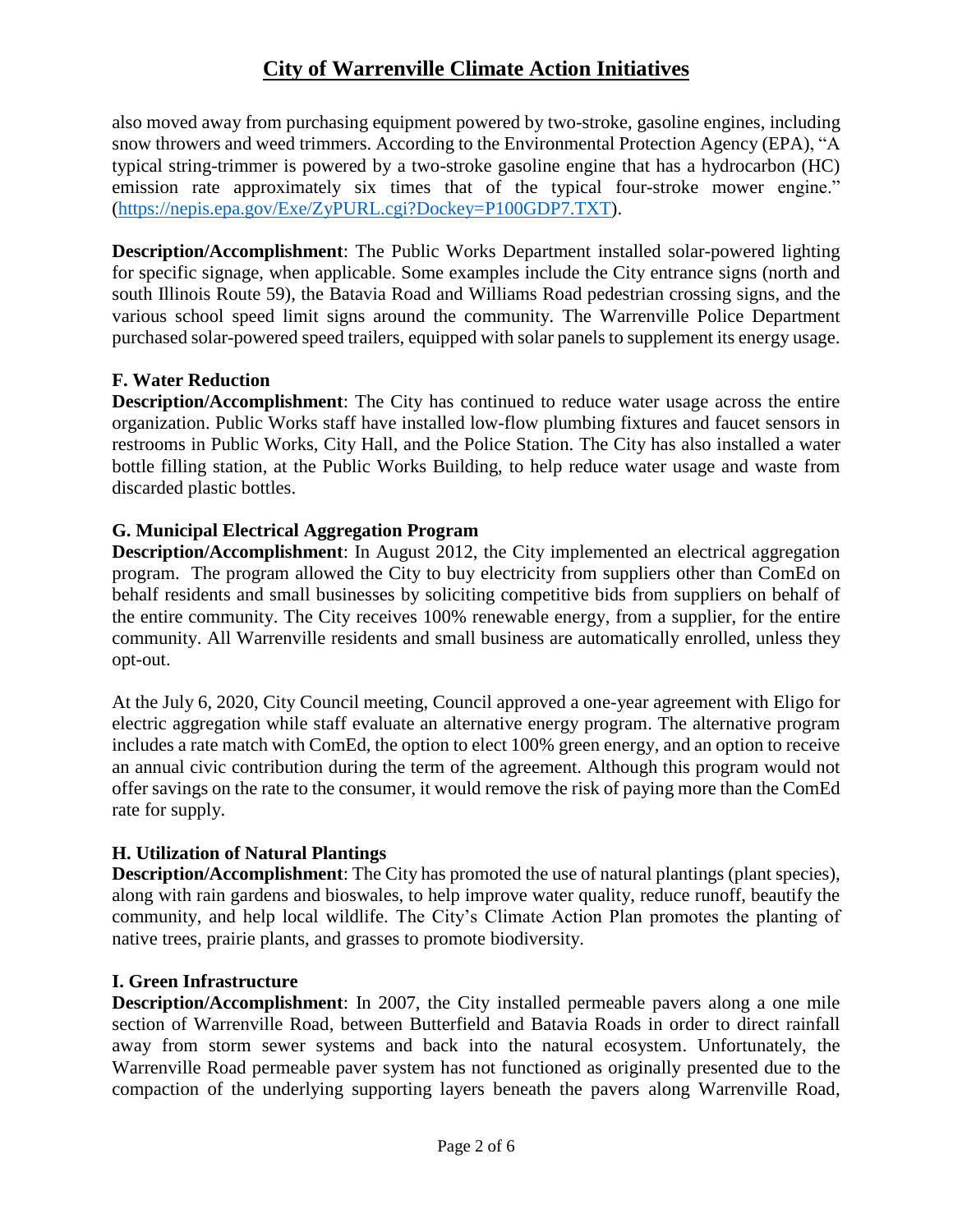also moved away from purchasing equipment powered by two-stroke, gasoline engines, including snow throwers and weed trimmers. According to the Environmental Protection Agency (EPA), "A typical string-trimmer is powered by a two-stroke gasoline engine that has a hydrocarbon (HC) emission rate approximately six times that of the typical four-stroke mower engine." (https://nepis.epa.gov/Exe/ZyPURL.cgi?Dockey=P100GDP7.TXT).

**Description/Accomplishment**: The Public Works Department installed solar-powered lighting for specific signage, when applicable. Some examples include the City entrance signs (north and south Illinois Route 59), the Batavia Road and Williams Road pedestrian crossing signs, and the various school speed limit signs around the community. The Warrenville Police Department purchased solar-powered speed trailers, equipped with solar panels to supplement its energy usage.

**F. Water Reduction**

**Description/Accomplishment**: The City has continued to reduce water usage across the entire organization. Public Works staff have installed low-flow plumbing fixtures and faucet sensors in restrooms in Public Works, City Hall, and the Police Station. The City has also installed a water bottle filling station, at the Public Works Building, to help reduce water usage and waste from discarded plastic bottles.

**G. Municipal Electrical Aggregation Program**

**Description/Accomplishment**: In August 2012, the City implemented an electrical aggregation program. The program allowed the City to buy electricity from suppliers other than ComEd on behalf residents and small businesses by soliciting competitive bids from suppliers on behalf of the entire community. The City receives 100% renewable energy, from a supplier, for the entire community. All Warrenville residents and small business are automatically enrolled, unless they opt-out.

At the July 6, 2020, City Council meeting, Council approved a one-year agreement with Eligo for electric aggregation while staff evaluate an alternative energy program. The alternative program includes a rate match with ComEd, the option to elect 100% green energy, and an option to receive an annual civic contribution during the term of the agreement. Although this program would not offer savings on the rate to the consumer, it would remove the risk of paying more than the ComEd rate for supply.

**H. Utilization of Natural Plantings**

**Description/Accomplishment**: The City has promoted the use of natural plantings (plant species), along with rain gardens and bioswales, to help improve water quality, reduce runoff, beautify the community, and help local wildlife. The City's Climate Action Plan promotes the planting of native trees, prairie plants, and grasses to promote biodiversity.

**I. Green Infrastructure**

**Description/Accomplishment**: In 2007, the City installed permeable pavers along a one mile section of Warrenville Road, between Butterfield and Batavia Roads in order to direct rainfall away from storm sewer systems and back into the natural ecosystem. Unfortunately, the Warrenville Road permeable paver system has not functioned as originally presented due to the compaction of the underlying supporting layers beneath the pavers along Warrenville Road,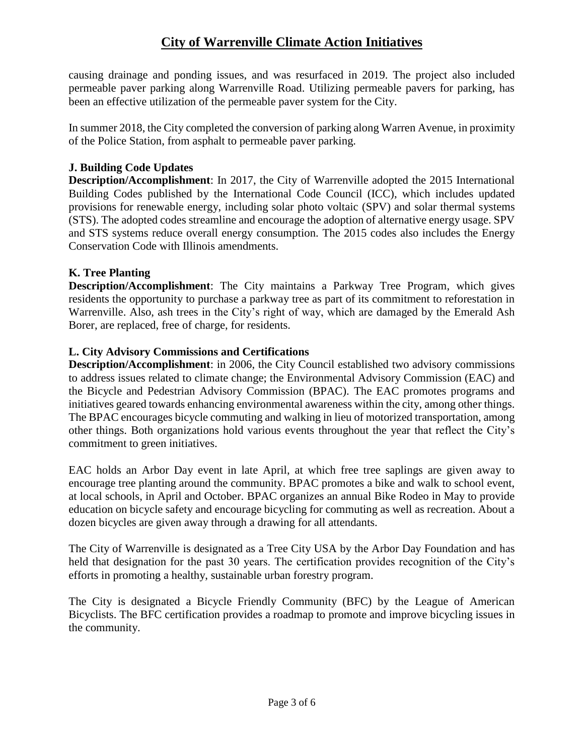causing drainage and ponding issues, and was resurfaced in 2019. The project also included permeable paver parking along Warrenville Road. Utilizing permeable pavers for parking, has been an effective utilization of the permeable paver system for the City.

In summer 2018, the City completed the conversion of parking along Warren Avenue, in proximity of the Police Station, from asphalt to permeable paver parking.

### J. Building Code Updates

**Description/Accomplishment**: In 2017, the City of Warrenville adopted the 2015 International Building Codes published by the International Code Council (ICC), which includes updated provisions for renewable energy, including solar photo voltaic (SPV) and solar thermal systems (STS). The adopted codes streamline and encourage the adoption of alternative energy usage. SPV and STS systems reduce overall energy consumption. The 2015 codes also includes the Energy Conservation Code with Illinois amendments.

### K. Tree Planting

**Description/Accomplishment**: The City maintains a Parkway Tree Program, which gives residents the opportunity to purchase a parkway tree as part of its commitment to reforestation in Warrenville. Also, ash trees in the City's right of way, which are damaged by the Emerald Ash Borer, are replaced, free of charge, for residents.

### L. City Advisory Commissions and Certifications

**Description/Accomplishment**: in 2006, the City Council established two advisory commissions to address issues related to climate change; the Environmental Advisory Commission (EAC) and the Bicycle and Pedestrian Advisory Commission (BPAC). The EAC promotes programs and initiatives geared towards enhancing environmental awareness within the city, among other things. The BPAC encourages bicycle commuting and walking in lieu of motorized transportation, among other things. Both organizations hold various events throughout the year that reflect the City's commitment to green initiatives.

EAC holds an Arbor Day event in late April, at which free tree saplings are given away to encourage tree planting around the community. BPAC promotes a bike and walk to school event, at local schools, in April and October. BPAC organizes an annual Bike Rodeo in May to provide education on bicycle safety and encourage bicycling for commuting as well as recreation. About a dozen bicycles are given away through a drawing for all attendants.

The City of Warrenville is designated as a Tree City USA by the Arbor Day Foundation and has held that designation for the past 30 years. The certification provides recognition of the City's efforts in promoting a healthy, sustainable urban forestry program.

The City is designated a Bicycle Friendly Community (BFC) by the League of American Bicyclists. The BFC certification provides a roadmap to promote and improve bicycling issues in the community.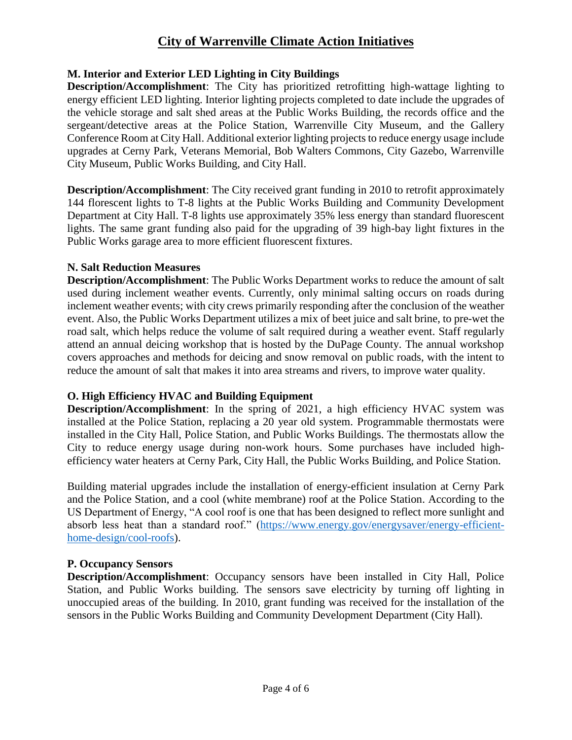# City of Warrenville Climate Action Initiatives

### M. Interior and Exterior LED Lighting in City Buildings

**Description/Accomplishment**: The City has prioritized retrofitting high-wattage lighting to energy efficient LED lighting. Interior lighting projects completed to date include the upgrades of the vehicle storage and salt shed areas at the Public Works Building, the records office and the sergeant/detective areas at the Police Station, Warrenville City Museum, and the Gallery Conference Room at City Hall. Additional exterior lighting projects to reduce energy usage include upgrades at Cerny Park, Veterans Memorial, Bob Walters Commons, City Gazebo, Warrenville City Museum, Public Works Building, and City Hall.

**Description/Accomplishment**: The City received grant funding in 2010 to retrofit approximately 144 florescent lights to T-8 lights at the Public Works Building and Community Development Department at City Hall. T-8 lights use approximately 35% less energy than standard fluorescent lights. The same grant funding also paid for the upgrading of 39 high-bay light fixtures in the Public Works garage area to more efficient fluorescent fixtures.

### N. Salt Reduction Measures

**Description/Accomplishment**: The Public Works Department works to reduce the amount of salt used during inclement weather events. Currently, only minimal salting occurs on roads during inclement weather events; with city crews primarily responding after the conclusion of the weather event. Also, the Public Works Department utilizes a mix of beet juice and salt brine, to pre-wet the road salt, which helps reduce the volume of salt required during a weather event. Staff regularly attend an annual deicing workshop that is hosted by the DuPage County. The annual workshop covers approaches and methods for deicing and snow removal on public roads, with the intent to reduce the amount of salt that makes it into area streams and rivers, to improve water quality.

### O. High Efficiency HVAC and Building Equipment

**Description/Accomplishment**: In the spring of 2021, a high efficiency HVAC system was installed at the Police Station, replacing a 20 year old system. Programmable thermostats were installed in the City Hall, Police Station, and Public Works Buildings. The thermostats allow the City to reduce energy usage during non-work hours. Some purchases have included high-efficiency water heaters at Cerny Park, City Hall, the Public Works Building, and Police Station.

Building material upgrades include the installation of energy-efficient insulation at Cerny Park and the Police Station, and a cool (white membrane) roof at the Police Station. According to the US Department of Energy, "A cool roof is one that has been designed to reflect more sunlight and absorb less heat than a standard roof." ([https://www.energy.gov/energysaver/energy-efficient-home-design/cool-roofs](https://www.energy.gov/energysaver/energy-efficient-home-design/cool-roofs)).

### P. Occupancy Sensors

**Description/Accomplishment**: Occupancy sensors have been installed in City Hall, Police Station, and Public Works building. The sensors save electricity by turning off lighting in unoccupied areas of the building. In 2010, grant funding was received for the installation of the sensors in the Public Works Building and Community Development Department (City Hall).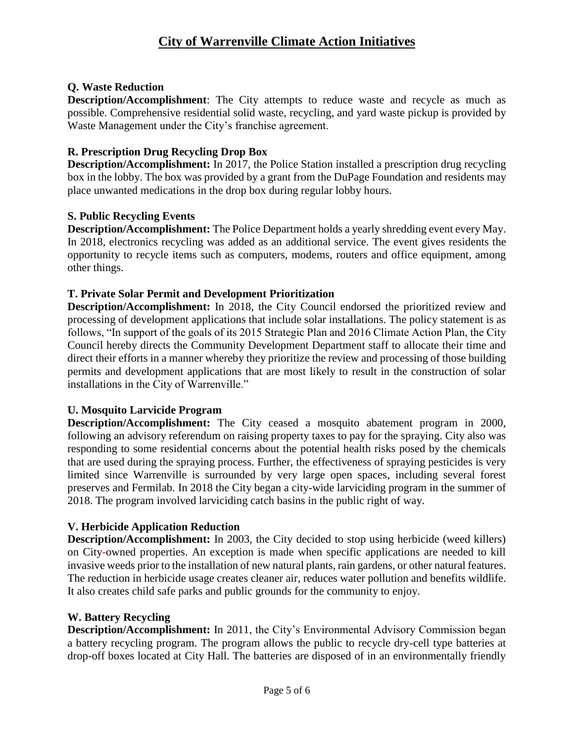# City of Warrenville Climate Action Initiatives

### Q. Waste Reduction

**Description/Accomplishment**: The City attempts to reduce waste and recycle as much as possible. Comprehensive residential solid waste, recycling, and yard waste pickup is provided by Waste Management under the City's franchise agreement.

### R. Prescription Drug Recycling Drop Box

**Description/Accomplishment:** In 2017, the Police Station installed a prescription drug recycling box in the lobby. The box was provided by a grant from the DuPage Foundation and residents may place unwanted medications in the drop box during regular lobby hours.

### S. Public Recycling Events

**Description/Accomplishment:** The Police Department holds a yearly shredding event every May. In 2018, electronics recycling was added as an additional service. The event gives residents the opportunity to recycle items such as computers, modems, routers and office equipment, among other things.

### T. Private Solar Permit and Development Prioritization

**Description/Accomplishment:** In 2018, the City Council endorsed the prioritized review and processing of development applications that include solar installations. The policy statement is as follows, "In support of the goals of its 2015 Strategic Plan and 2016 Climate Action Plan, the City Council hereby directs the Community Development Department staff to allocate their time and direct their efforts in a manner whereby they prioritize the review and processing of those building permits and development applications that are most likely to result in the construction of solar installations in the City of Warrenville."

### U. Mosquito Larvicide Program

**Description/Accomplishment:** The City ceased a mosquito abatement program in 2000, following an advisory referendum on raising property taxes to pay for the spraying. City also was responding to some residential concerns about the potential health risks posed by the chemicals that are used during the spraying process. Further, the effectiveness of spraying pesticides is very limited since Warrenville is surrounded by very large open spaces, including several forest preserves and Fermilab. In 2018 the City began a city-wide larviciding program in the summer of 2018. The program involved larviciding catch basins in the public right of way.

### V. Herbicide Application Reduction

**Description/Accomplishment:** In 2003, the City decided to stop using herbicide (weed killers) on City-owned properties. An exception is made when specific applications are needed to kill invasive weeds prior to the installation of new natural plants, rain gardens, or other natural features. The reduction in herbicide usage creates cleaner air, reduces water pollution and benefits wildlife. It also creates child safe parks and public grounds for the community to enjoy.

### W. Battery Recycling

**Description/Accomplishment:** In 2011, the City's Environmental Advisory Commission began a battery recycling program. The program allows the public to recycle dry-cell type batteries at drop-off boxes located at City Hall. The batteries are disposed of in an environmentally friendly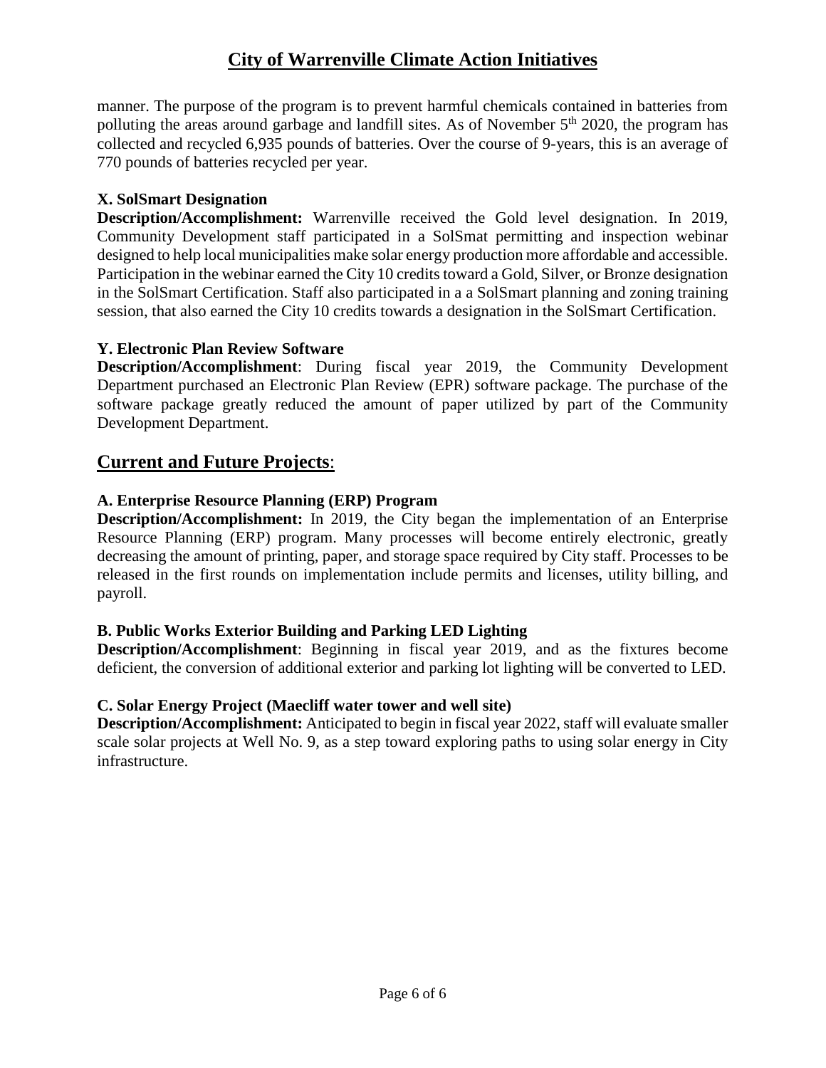manner. The purpose of the program is to prevent harmful chemicals contained in batteries from polluting the areas around garbage and landfill sites. As of November 5th 2020, the program has collected and recycled 6,935 pounds of batteries. Over the course of 9-years, this is an average of 770 pounds of batteries recycled per year.

### X. SolSmart Designation

**Description/Accomplishment:** Warrenville received the Gold level designation. In 2019, Community Development staff participated in a SolSmat permitting and inspection webinar designed to help local municipalities make solar energy production more affordable and accessible. Participation in the webinar earned the City 10 credits toward a Gold, Silver, or Bronze designation in the SolSmart Certification. Staff also participated in a a SolSmart planning and zoning training session, that also earned the City 10 credits towards a designation in the SolSmart Certification.

### Y. Electronic Plan Review Software

**Description/Accomplishment**: During fiscal year 2019, the Community Development Department purchased an Electronic Plan Review (EPR) software package. The purchase of the software package greatly reduced the amount of paper utilized by part of the Community Development Department.

## Current and Future Projects:

### A. Enterprise Resource Planning (ERP) Program

**Description/Accomplishment:** In 2019, the City began the implementation of an Enterprise Resource Planning (ERP) program. Many processes will become entirely electronic, greatly decreasing the amount of printing, paper, and storage space required by City staff. Processes to be released in the first rounds on implementation include permits and licenses, utility billing, and payroll.

### B. Public Works Exterior Building and Parking LED Lighting

**Description/Accomplishment**: Beginning in fiscal year 2019, and as the fixtures become deficient, the conversion of additional exterior and parking lot lighting will be converted to LED.

### C. Solar Energy Project (Maecliff water tower and well site)

**Description/Accomplishment:** Anticipated to begin in fiscal year 2022, staff will evaluate smaller scale solar projects at Well No. 9, as a step toward exploring paths to using solar energy in City infrastructure.